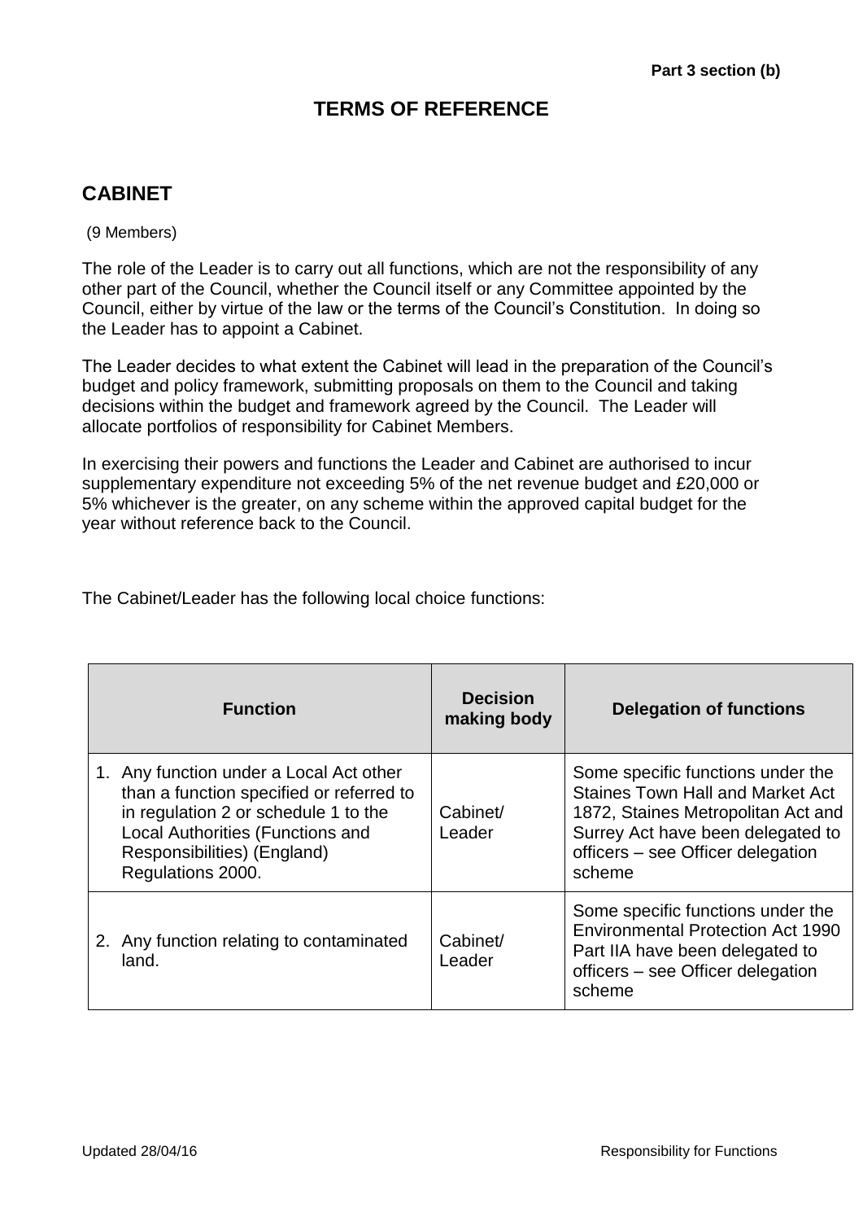**Part 3 section (b)**

# TERMS OF REFERENCE

## CABINET

(9 Members)

The role of the Leader is to carry out all functions, which are not the responsibility of any other part of the Council, whether the Council itself or any Committee appointed by the Council, either by virtue of the law or the terms of the Council's Constitution. In doing so the Leader has to appoint a Cabinet.

The Leader decides to what extent the Cabinet will lead in the preparation of the Council's budget and policy framework, submitting proposals on them to the Council and taking decisions within the budget and framework agreed by the Council. The Leader will allocate portfolios of responsibility for Cabinet Members.

In exercising their powers and functions the Leader and Cabinet are authorised to incur supplementary expenditure not exceeding 5% of the net revenue budget and £20,000 or 5% whichever is the greater, on any scheme within the approved capital budget for the year without reference back to the Council.

The Cabinet/Leader has the following local choice functions:

| Function | Decision making body | Delegation of functions |
|---|---|---|
| 1. Any function under a Local Act other than a function specified or referred to in regulation 2 or schedule 1 to the Local Authorities (Functions and Responsibilities) (England) Regulations 2000. | Cabinet/ Leader | Some specific functions under the Staines Town Hall and Market Act 1872, Staines Metropolitan Act and Surrey Act have been delegated to officers – see Officer delegation scheme |
| 2. Any function relating to contaminated land. | Cabinet/ Leader | Some specific functions under the Environmental Protection Act 1990 Part IIA have been delegated to officers – see Officer delegation scheme |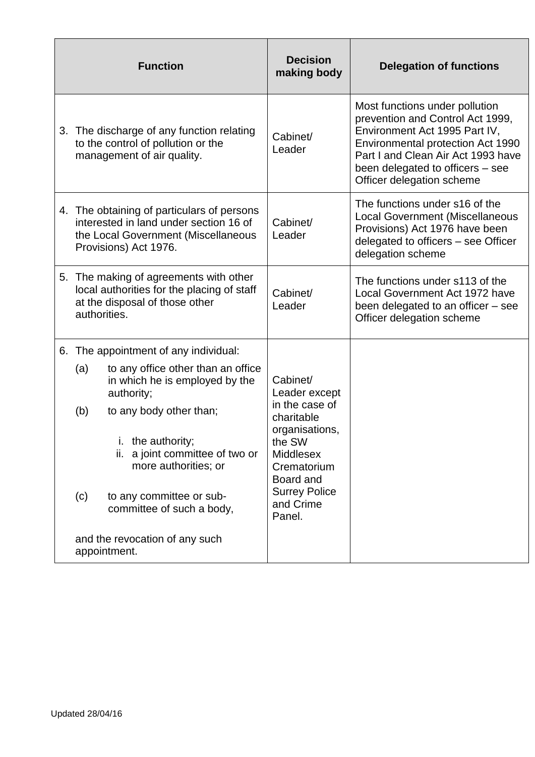| Function | Decision making body | Delegation of functions |
|---|---|---|
| 3. The discharge of any function relating to the control of pollution or the management of air quality. | Cabinet/ Leader | Most functions under pollution prevention and Control Act 1999, Environment Act 1995 Part IV, Environmental protection Act 1990 Part I and Clean Air Act 1993 have been delegated to officers – see Officer delegation scheme |
| 4. The obtaining of particulars of persons interested in land under section 16 of the Local Government (Miscellaneous Provisions) Act 1976. | Cabinet/ Leader | The functions under s16 of the Local Government (Miscellaneous Provisions) Act 1976 have been delegated to officers – see Officer delegation scheme |
| 5. The making of agreements with other local authorities for the placing of staff at the disposal of those other authorities. | Cabinet/ Leader | The functions under s113 of the Local Government Act 1972 have been delegated to an officer – see Officer delegation scheme |
| 6. The appointment of any individual:<br>(a) to any office other than an office in which he is employed by the authority;<br>(b) to any body other than;<br>i. the authority;<br>ii. a joint committee of two or more authorities; or<br>(c) to any committee or sub-committee of such a body,<br>and the revocation of any such appointment. | Cabinet/ Leader except in the case of charitable organisations, the SW Middlesex Crematorium Board and Surrey Police and Crime Panel. | |

Updated 28/04/16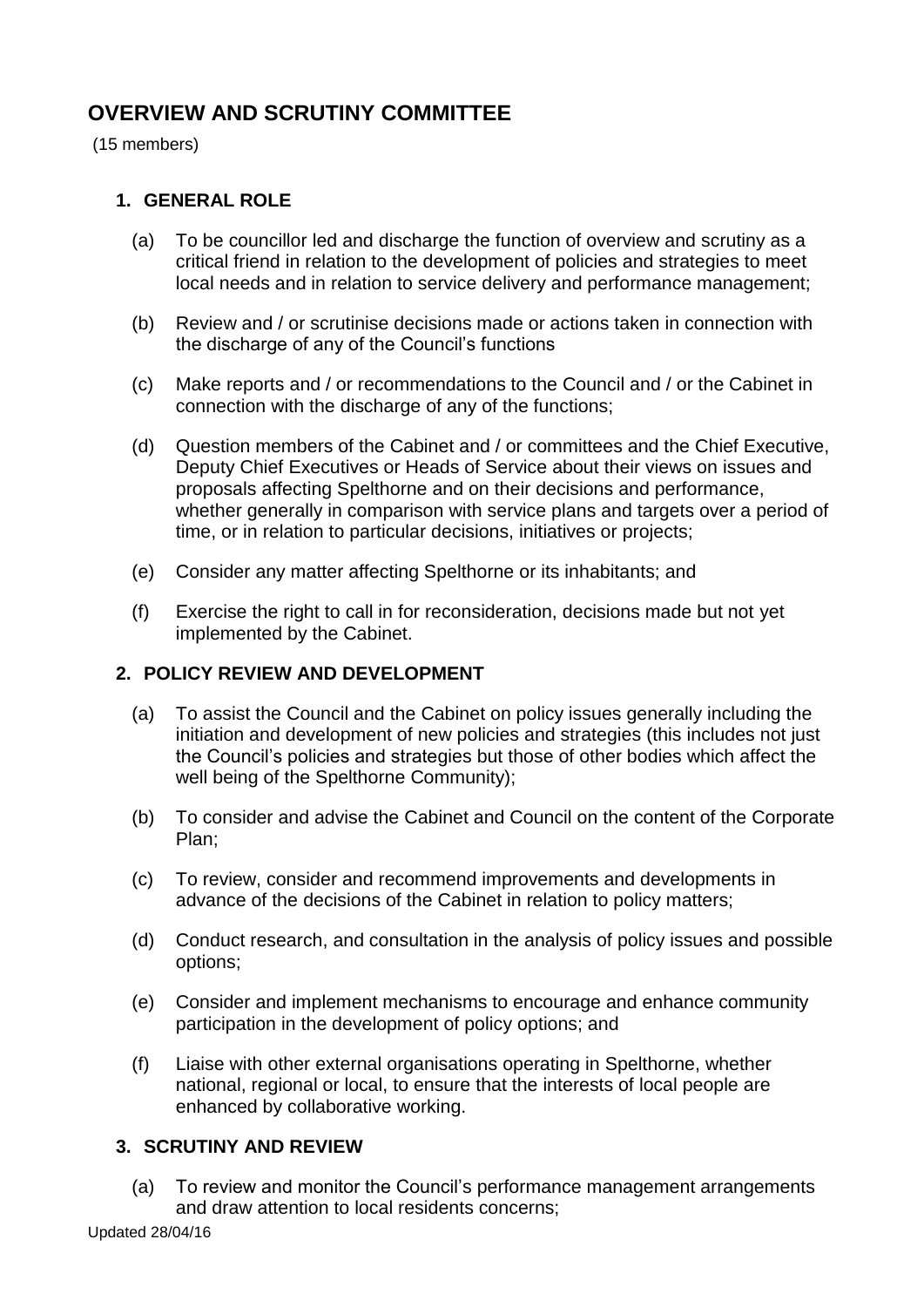# OVERVIEW AND SCRUTINY COMMITTEE

(15 members)

## 1. GENERAL ROLE

(a) To be councillor led and discharge the function of overview and scrutiny as a critical friend in relation to the development of policies and strategies to meet local needs and in relation to service delivery and performance management;

(b) Review and / or scrutinise decisions made or actions taken in connection with the discharge of any of the Council's functions

(c) Make reports and / or recommendations to the Council and / or the Cabinet in connection with the discharge of any of the functions;

(d) Question members of the Cabinet and / or committees and the Chief Executive, Deputy Chief Executives or Heads of Service about their views on issues and proposals affecting Spelthorne and on their decisions and performance, whether generally in comparison with service plans and targets over a period of time, or in relation to particular decisions, initiatives or projects;

(e) Consider any matter affecting Spelthorne or its inhabitants; and

(f) Exercise the right to call in for reconsideration, decisions made but not yet implemented by the Cabinet.

## 2. POLICY REVIEW AND DEVELOPMENT

(a) To assist the Council and the Cabinet on policy issues generally including the initiation and development of new policies and strategies (this includes not just the Council's policies and strategies but those of other bodies which affect the well being of the Spelthorne Community);

(b) To consider and advise the Cabinet and Council on the content of the Corporate Plan;

(c) To review, consider and recommend improvements and developments in advance of the decisions of the Cabinet in relation to policy matters;

(d) Conduct research, and consultation in the analysis of policy issues and possible options;

(e) Consider and implement mechanisms to encourage and enhance community participation in the development of policy options; and

(f) Liaise with other external organisations operating in Spelthorne, whether national, regional or local, to ensure that the interests of local people are enhanced by collaborative working.

## 3. SCRUTINY AND REVIEW

(a) To review and monitor the Council's performance management arrangements and draw attention to local residents concerns;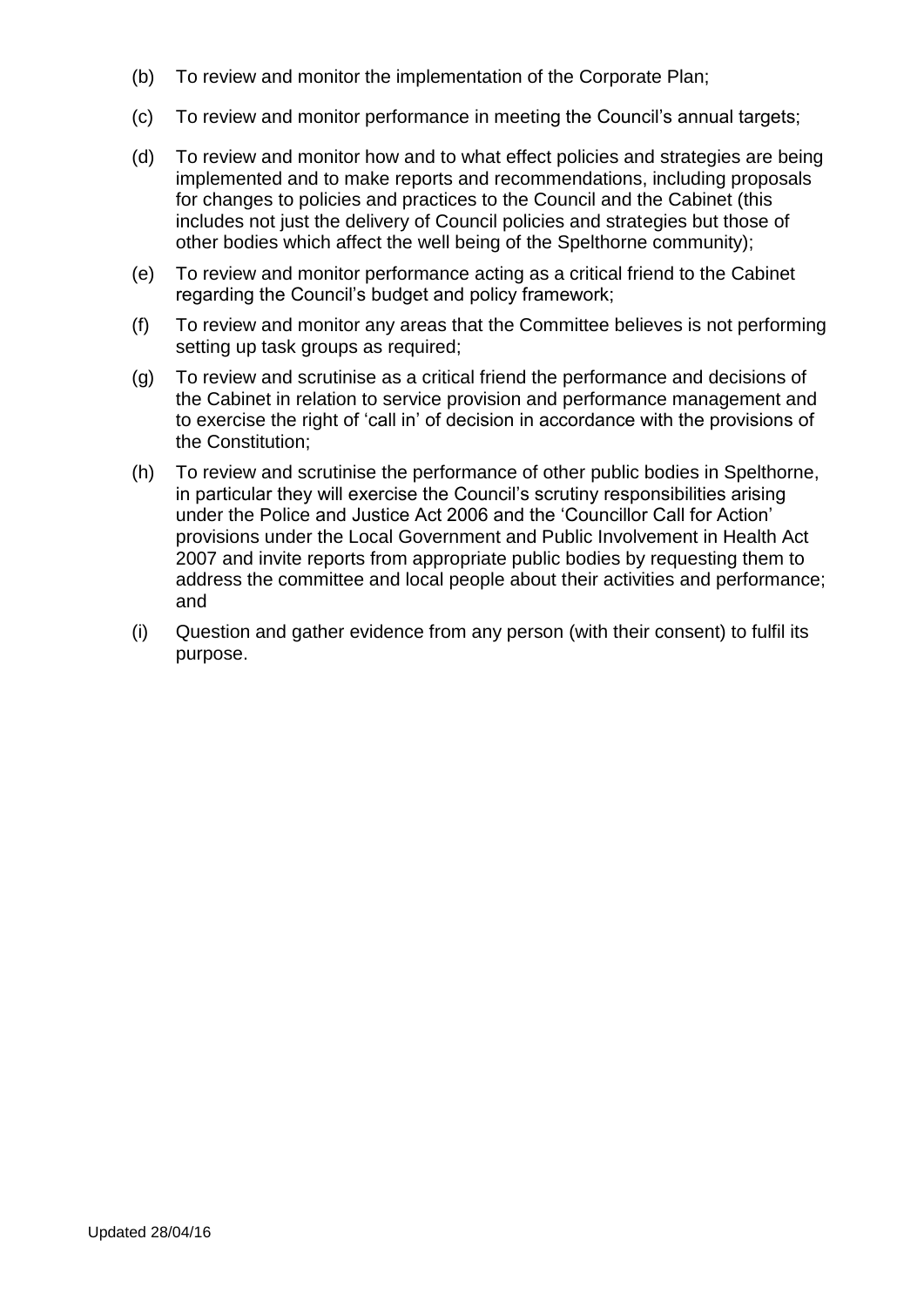(b) To review and monitor the implementation of the Corporate Plan;

(c) To review and monitor performance in meeting the Council's annual targets;

(d) To review and monitor how and to what effect policies and strategies are being implemented and to make reports and recommendations, including proposals for changes to policies and practices to the Council and the Cabinet (this includes not just the delivery of Council policies and strategies but those of other bodies which affect the well being of the Spelthorne community);

(e) To review and monitor performance acting as a critical friend to the Cabinet regarding the Council's budget and policy framework;

(f) To review and monitor any areas that the Committee believes is not performing setting up task groups as required;

(g) To review and scrutinise as a critical friend the performance and decisions of the Cabinet in relation to service provision and performance management and to exercise the right of 'call in' of decision in accordance with the provisions of the Constitution;

(h) To review and scrutinise the performance of other public bodies in Spelthorne, in particular they will exercise the Council's scrutiny responsibilities arising under the Police and Justice Act 2006 and the 'Councillor Call for Action' provisions under the Local Government and Public Involvement in Health Act 2007 and invite reports from appropriate public bodies by requesting them to address the committee and local people about their activities and performance; and

(i) Question and gather evidence from any person (with their consent) to fulfil its purpose.

Updated 28/04/16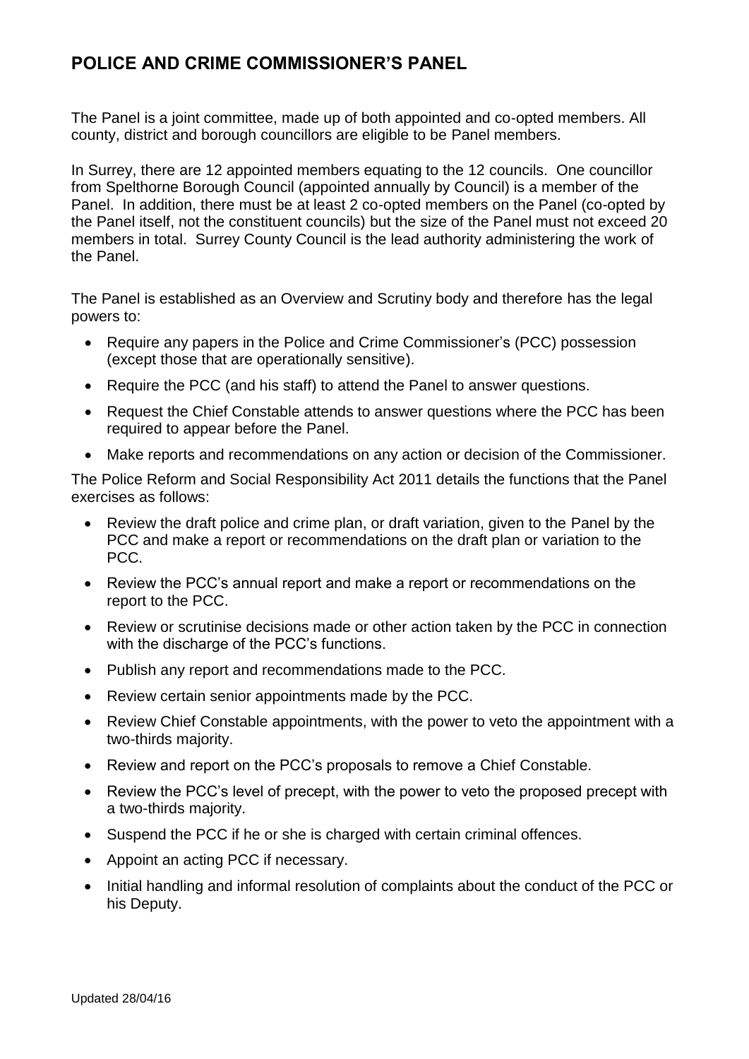## POLICE AND CRIME COMMISSIONER'S PANEL

The Panel is a joint committee, made up of both appointed and co-opted members. All county, district and borough councillors are eligible to be Panel members.

In Surrey, there are 12 appointed members equating to the 12 councils. One councillor from Spelthorne Borough Council (appointed annually by Council) is a member of the Panel. In addition, there must be at least 2 co-opted members on the Panel (co-opted by the Panel itself, not the constituent councils) but the size of the Panel must not exceed 20 members in total. Surrey County Council is the lead authority administering the work of the Panel.

The Panel is established as an Overview and Scrutiny body and therefore has the legal powers to:

- Require any papers in the Police and Crime Commissioner's (PCC) possession (except those that are operationally sensitive).
- Require the PCC (and his staff) to attend the Panel to answer questions.
- Request the Chief Constable attends to answer questions where the PCC has been required to appear before the Panel.
- Make reports and recommendations on any action or decision of the Commissioner.

The Police Reform and Social Responsibility Act 2011 details the functions that the Panel exercises as follows:

- Review the draft police and crime plan, or draft variation, given to the Panel by the PCC and make a report or recommendations on the draft plan or variation to the PCC.
- Review the PCC's annual report and make a report or recommendations on the report to the PCC.
- Review or scrutinise decisions made or other action taken by the PCC in connection with the discharge of the PCC's functions.
- Publish any report and recommendations made to the PCC.
- Review certain senior appointments made by the PCC.
- Review Chief Constable appointments, with the power to veto the appointment with a two-thirds majority.
- Review and report on the PCC's proposals to remove a Chief Constable.
- Review the PCC's level of precept, with the power to veto the proposed precept with a two-thirds majority.
- Suspend the PCC if he or she is charged with certain criminal offences.
- Appoint an acting PCC if necessary.
- Initial handling and informal resolution of complaints about the conduct of the PCC or his Deputy.

Updated 28/04/16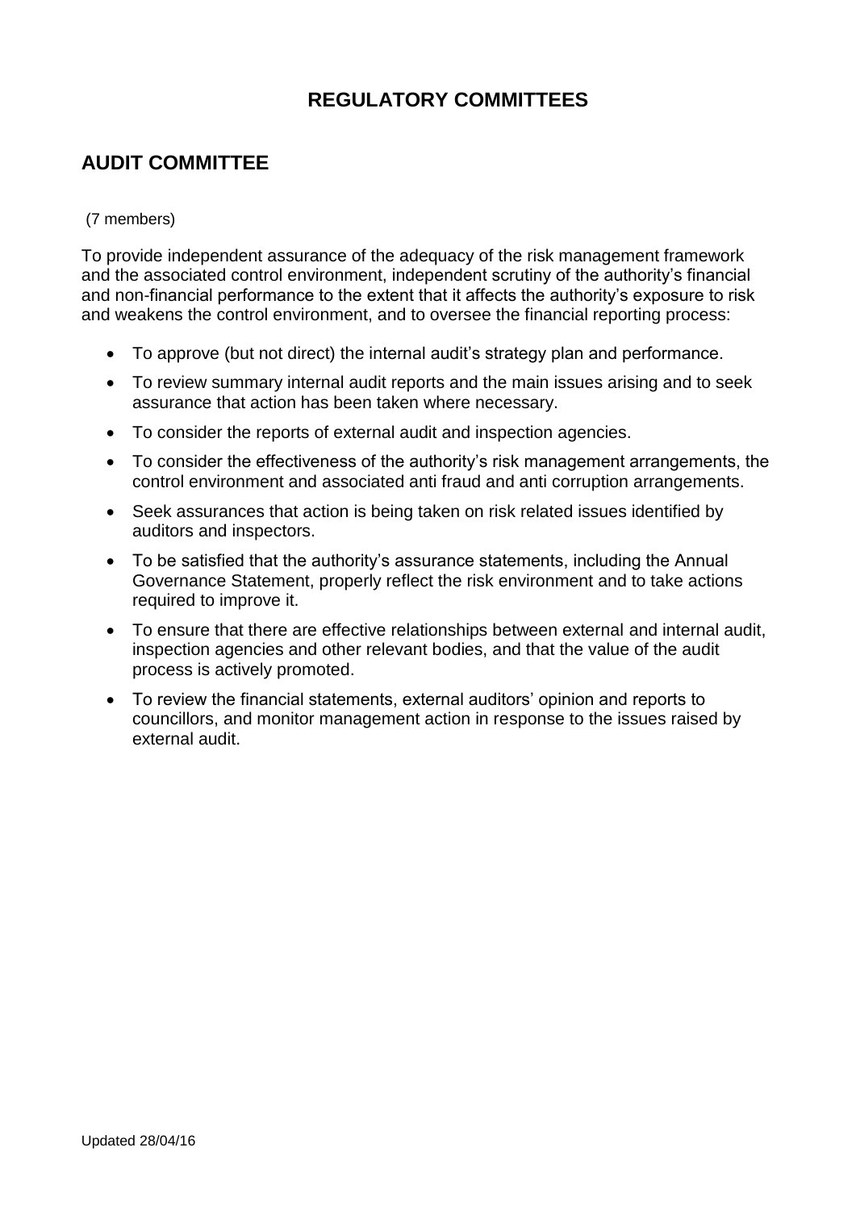# REGULATORY COMMITTEES

## AUDIT COMMITTEE

(7 members)

To provide independent assurance of the adequacy of the risk management framework and the associated control environment, independent scrutiny of the authority's financial and non-financial performance to the extent that it affects the authority's exposure to risk and weakens the control environment, and to oversee the financial reporting process:

- To approve (but not direct) the internal audit's strategy plan and performance.
- To review summary internal audit reports and the main issues arising and to seek assurance that action has been taken where necessary.
- To consider the reports of external audit and inspection agencies.
- To consider the effectiveness of the authority's risk management arrangements, the control environment and associated anti fraud and anti corruption arrangements.
- Seek assurances that action is being taken on risk related issues identified by auditors and inspectors.
- To be satisfied that the authority's assurance statements, including the Annual Governance Statement, properly reflect the risk environment and to take actions required to improve it.
- To ensure that there are effective relationships between external and internal audit, inspection agencies and other relevant bodies, and that the value of the audit process is actively promoted.
- To review the financial statements, external auditors' opinion and reports to councillors, and monitor management action in response to the issues raised by external audit.

Updated 28/04/16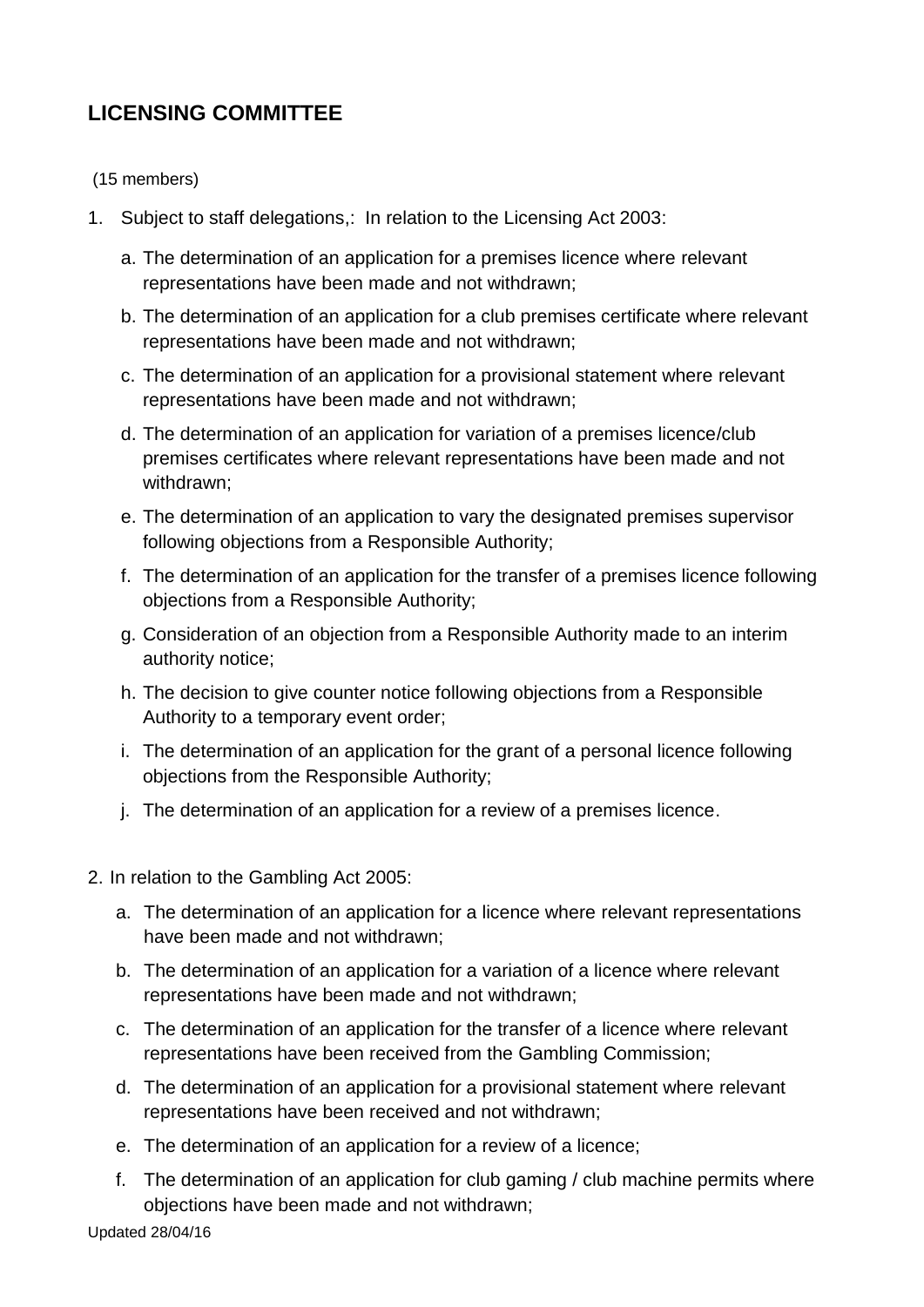## LICENSING COMMITTEE

(15 members)

1. Subject to staff delegations,: In relation to the Licensing Act 2003:
   a. The determination of an application for a premises licence where relevant representations have been made and not withdrawn;
   b. The determination of an application for a club premises certificate where relevant representations have been made and not withdrawn;
   c. The determination of an application for a provisional statement where relevant representations have been made and not withdrawn;
   d. The determination of an application for variation of a premises licence/club premises certificates where relevant representations have been made and not withdrawn;
   e. The determination of an application to vary the designated premises supervisor following objections from a Responsible Authority;
   f. The determination of an application for the transfer of a premises licence following objections from a Responsible Authority;
   g. Consideration of an objection from a Responsible Authority made to an interim authority notice;
   h. The decision to give counter notice following objections from a Responsible Authority to a temporary event order;
   i. The determination of an application for the grant of a personal licence following objections from the Responsible Authority;
   j. The determination of an application for a review of a premises licence.

2. In relation to the Gambling Act 2005:
   a. The determination of an application for a licence where relevant representations have been made and not withdrawn;
   b. The determination of an application for a variation of a licence where relevant representations have been made and not withdrawn;
   c. The determination of an application for the transfer of a licence where relevant representations have been received from the Gambling Commission;
   d. The determination of an application for a provisional statement where relevant representations have been received and not withdrawn;
   e. The determination of an application for a review of a licence;
   f. The determination of an application for club gaming / club machine permits where objections have been made and not withdrawn;

Updated 28/04/16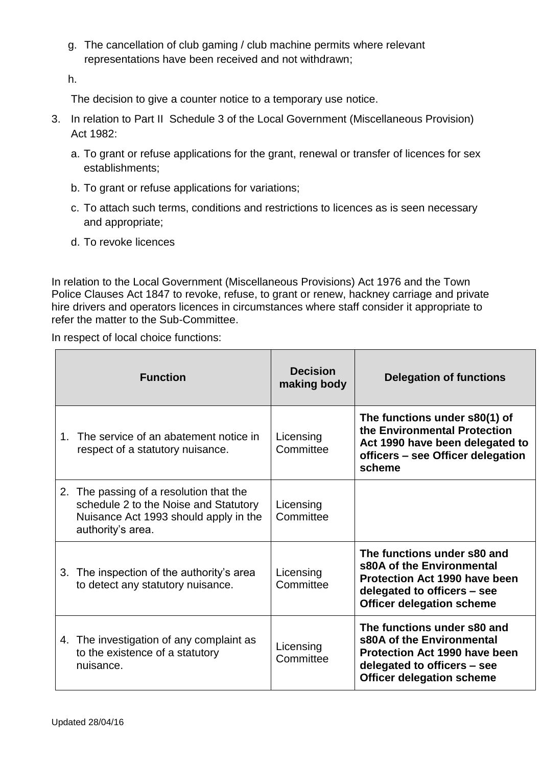g. The cancellation of club gaming / club machine permits where relevant representations have been received and not withdrawn;

h.

The decision to give a counter notice to a temporary use notice.

3. In relation to Part II Schedule 3 of the Local Government (Miscellaneous Provision) Act 1982:

   a. To grant or refuse applications for the grant, renewal or transfer of licences for sex establishments;

   b. To grant or refuse applications for variations;

   c. To attach such terms, conditions and restrictions to licences as is seen necessary and appropriate;

   d. To revoke licences

In relation to the Local Government (Miscellaneous Provisions) Act 1976 and the Town Police Clauses Act 1847 to revoke, refuse, to grant or renew, hackney carriage and private hire drivers and operators licences in circumstances where staff consider it appropriate to refer the matter to the Sub-Committee.

In respect of local choice functions:

| Function | Decision making body | Delegation of functions |
|---|---|---|
| 1. The service of an abatement notice in respect of a statutory nuisance. | Licensing Committee | **The functions under s80(1) of the Environmental Protection Act 1990 have been delegated to officers – see Officer delegation scheme** |
| 2. The passing of a resolution that the schedule 2 to the Noise and Statutory Nuisance Act 1993 should apply in the authority's area. | Licensing Committee | |
| 3. The inspection of the authority's area to detect any statutory nuisance. | Licensing Committee | **The functions under s80 and s80A of the Environmental Protection Act 1990 have been delegated to officers – see Officer delegation scheme** |
| 4. The investigation of any complaint as to the existence of a statutory nuisance. | Licensing Committee | **The functions under s80 and s80A of the Environmental Protection Act 1990 have been delegated to officers – see Officer delegation scheme** |

Updated 28/04/16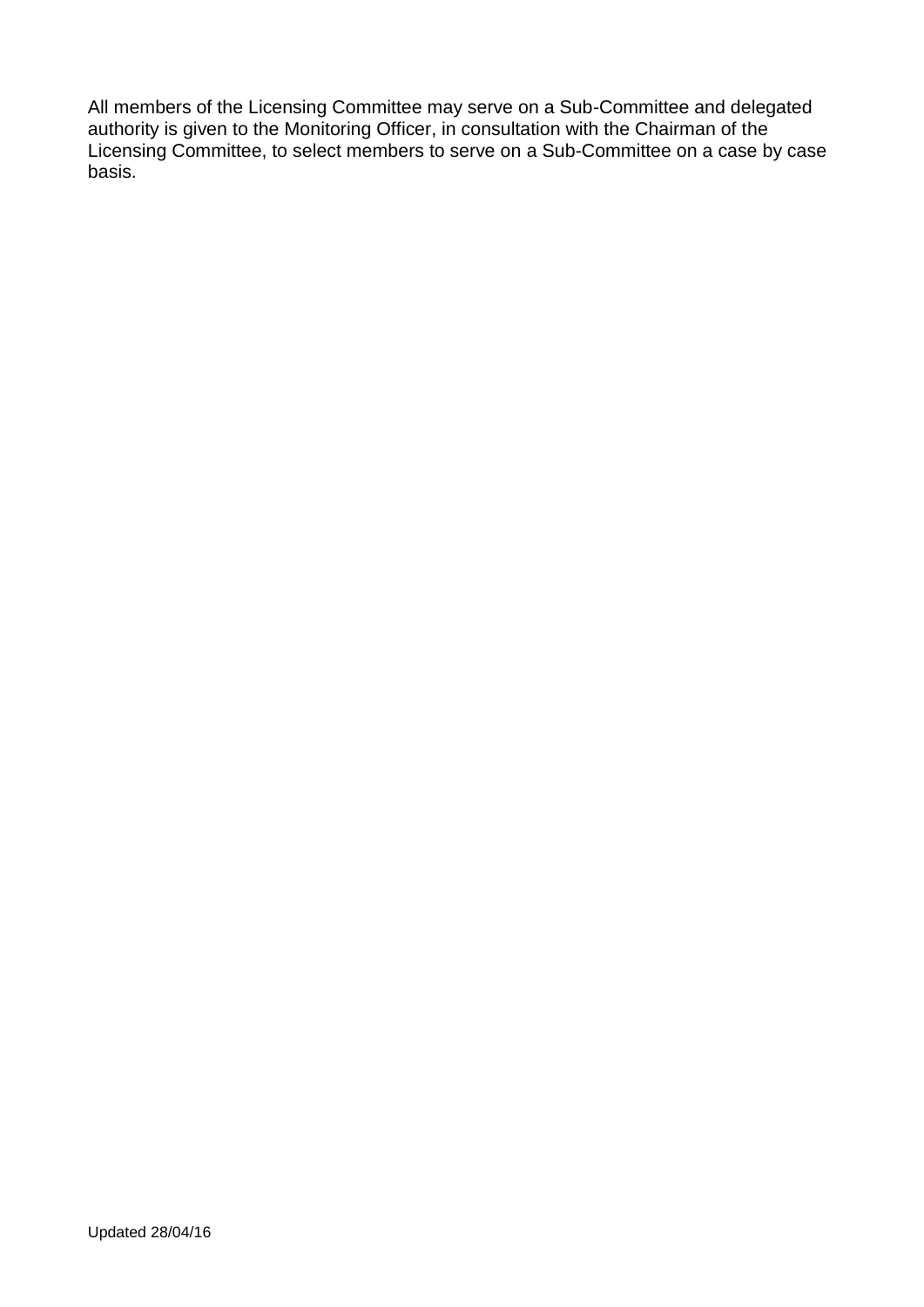All members of the Licensing Committee may serve on a Sub-Committee and delegated authority is given to the Monitoring Officer, in consultation with the Chairman of the Licensing Committee, to select members to serve on a Sub-Committee on a case by case basis.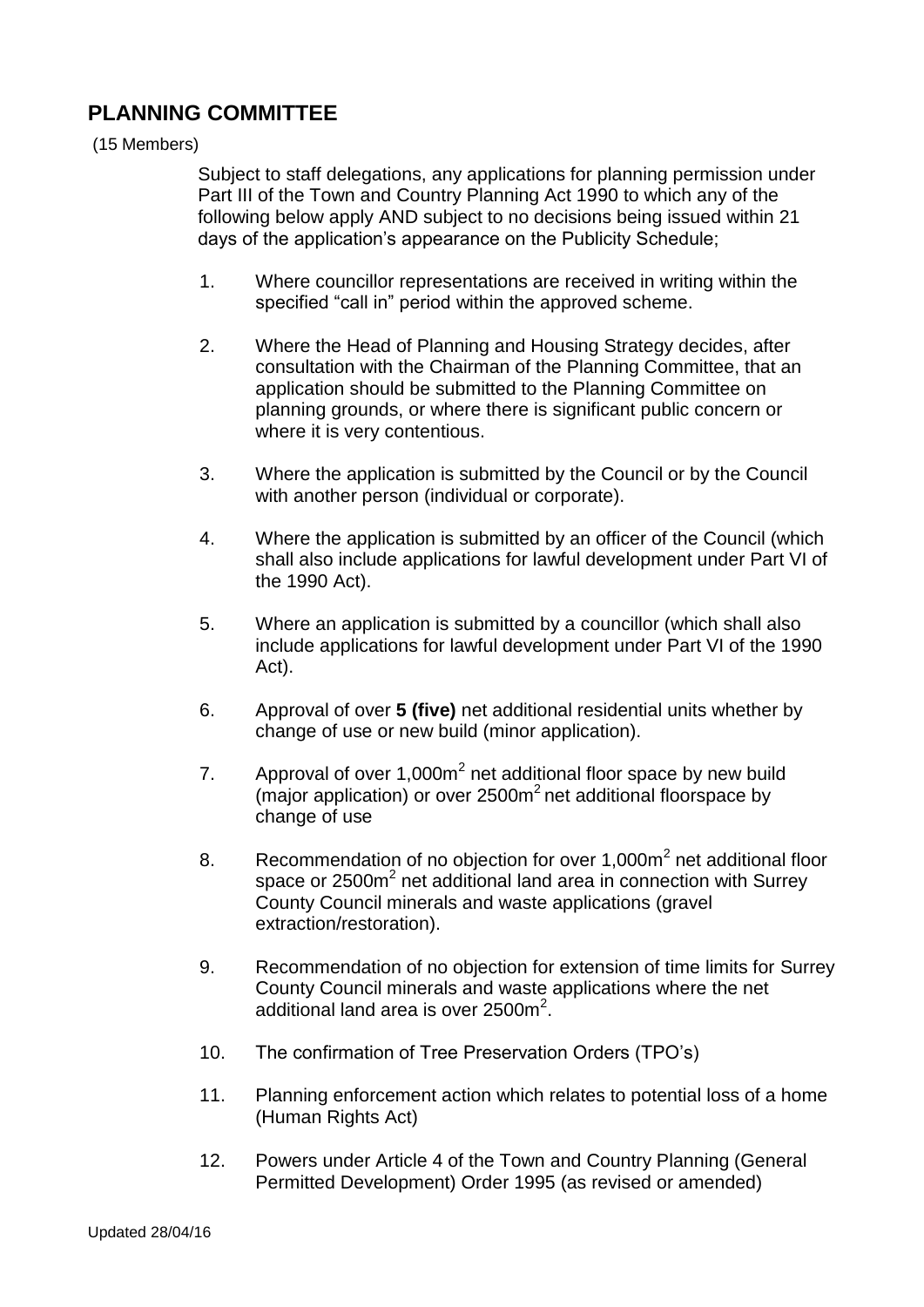## PLANNING COMMITTEE

(15 Members)

Subject to staff delegations, any applications for planning permission under Part III of the Town and Country Planning Act 1990 to which any of the following below apply AND subject to no decisions being issued within 21 days of the application's appearance on the Publicity Schedule;

1. Where councillor representations are received in writing within the specified "call in" period within the approved scheme.

2. Where the Head of Planning and Housing Strategy decides, after consultation with the Chairman of the Planning Committee, that an application should be submitted to the Planning Committee on planning grounds, or where there is significant public concern or where it is very contentious.

3. Where the application is submitted by the Council or by the Council with another person (individual or corporate).

4. Where the application is submitted by an officer of the Council (which shall also include applications for lawful development under Part VI of the 1990 Act).

5. Where an application is submitted by a councillor (which shall also include applications for lawful development under Part VI of the 1990 Act).

6. Approval of over **5 (five)** net additional residential units whether by change of use or new build (minor application).

7. Approval of over 1,000m$^2$ net additional floor space by new build (major application) or over 2500m$^2$ net additional floorspace by change of use

8. Recommendation of no objection for over 1,000m$^2$ net additional floor space or 2500m$^2$ net additional land area in connection with Surrey County Council minerals and waste applications (gravel extraction/restoration).

9. Recommendation of no objection for extension of time limits for Surrey County Council minerals and waste applications where the net additional land area is over 2500m$^2$.

10. The confirmation of Tree Preservation Orders (TPO's)

11. Planning enforcement action which relates to potential loss of a home (Human Rights Act)

12. Powers under Article 4 of the Town and Country Planning (General Permitted Development) Order 1995 (as revised or amended)

Updated 28/04/16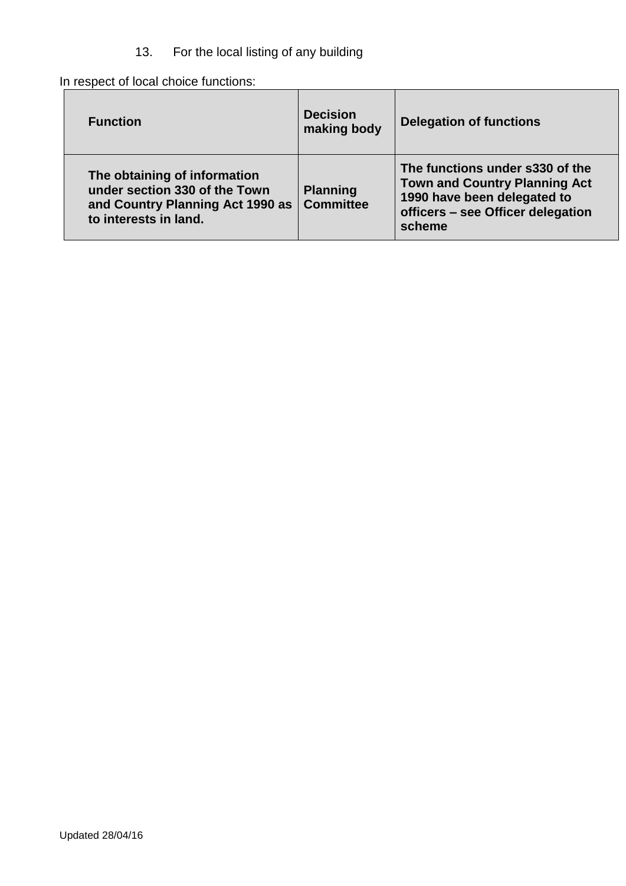13. For the local listing of any building

In respect of local choice functions:

| **Function** | **Decision making body** | **Delegation of functions** |
|---|---|---|
| **The obtaining of information under section 330 of the Town and Country Planning Act 1990 as to interests in land.** | **Planning Committee** | **The functions under s330 of the Town and Country Planning Act 1990 have been delegated to officers – see Officer delegation scheme** |

Updated 28/04/16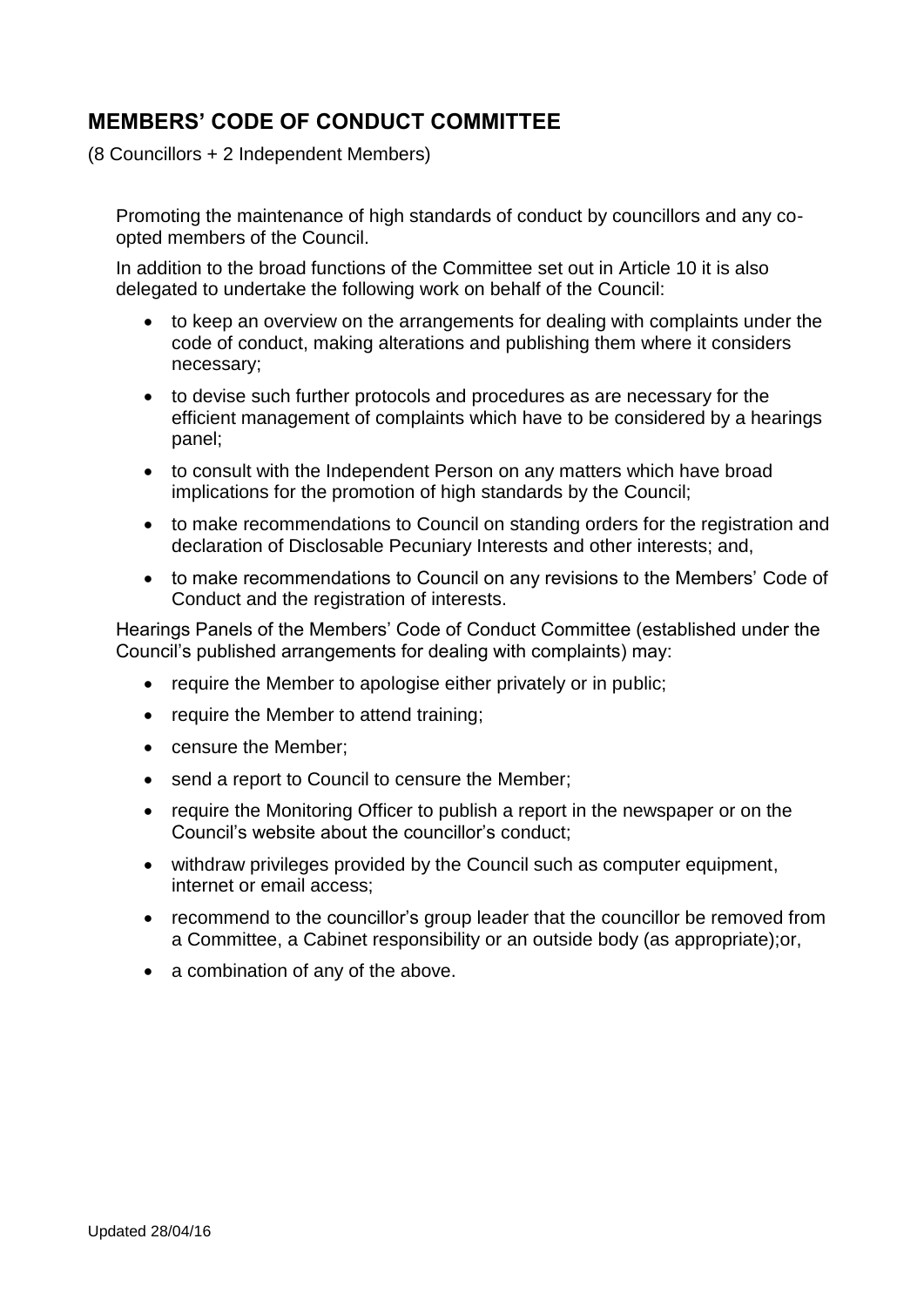## MEMBERS' CODE OF CONDUCT COMMITTEE

(8 Councillors + 2 Independent Members)

Promoting the maintenance of high standards of conduct by councillors and any co-opted members of the Council.

In addition to the broad functions of the Committee set out in Article 10 it is also delegated to undertake the following work on behalf of the Council:

- to keep an overview on the arrangements for dealing with complaints under the code of conduct, making alterations and publishing them where it considers necessary;
- to devise such further protocols and procedures as are necessary for the efficient management of complaints which have to be considered by a hearings panel;
- to consult with the Independent Person on any matters which have broad implications for the promotion of high standards by the Council;
- to make recommendations to Council on standing orders for the registration and declaration of Disclosable Pecuniary Interests and other interests; and,
- to make recommendations to Council on any revisions to the Members' Code of Conduct and the registration of interests.

Hearings Panels of the Members' Code of Conduct Committee (established under the Council's published arrangements for dealing with complaints) may:

- require the Member to apologise either privately or in public;
- require the Member to attend training;
- censure the Member;
- send a report to Council to censure the Member;
- require the Monitoring Officer to publish a report in the newspaper or on the Council's website about the councillor's conduct;
- withdraw privileges provided by the Council such as computer equipment, internet or email access;
- recommend to the councillor's group leader that the councillor be removed from a Committee, a Cabinet responsibility or an outside body (as appropriate);or,
- a combination of any of the above.

Updated 28/04/16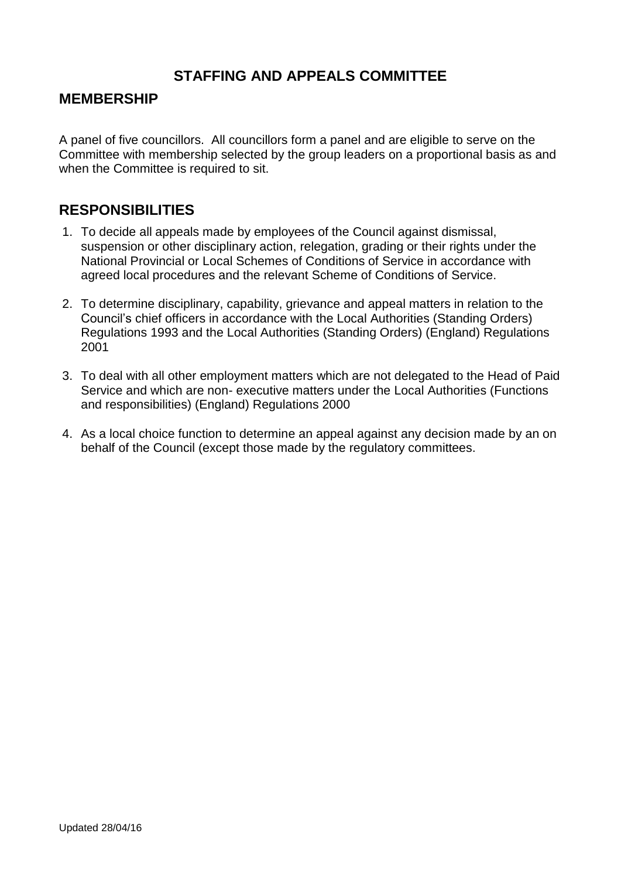# STAFFING AND APPEALS COMMITTEE

## MEMBERSHIP

A panel of five councillors. All councillors form a panel and are eligible to serve on the Committee with membership selected by the group leaders on a proportional basis as and when the Committee is required to sit.

## RESPONSIBILITIES

1. To decide all appeals made by employees of the Council against dismissal, suspension or other disciplinary action, relegation, grading or their rights under the National Provincial or Local Schemes of Conditions of Service in accordance with agreed local procedures and the relevant Scheme of Conditions of Service.

2. To determine disciplinary, capability, grievance and appeal matters in relation to the Council's chief officers in accordance with the Local Authorities (Standing Orders) Regulations 1993 and the Local Authorities (Standing Orders) (England) Regulations 2001

3. To deal with all other employment matters which are not delegated to the Head of Paid Service and which are non- executive matters under the Local Authorities (Functions and responsibilities) (England) Regulations 2000

4. As a local choice function to determine an appeal against any decision made by an on behalf of the Council (except those made by the regulatory committees.

Updated 28/04/16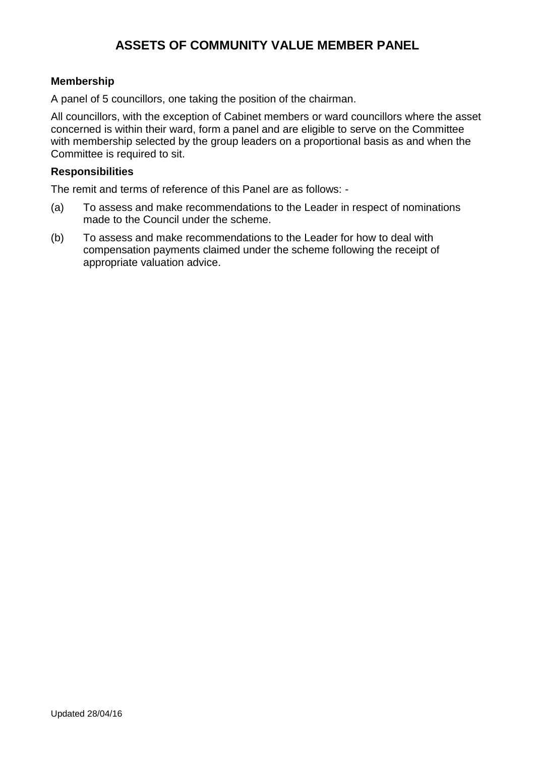# ASSETS OF COMMUNITY VALUE MEMBER PANEL

**Membership**

A panel of 5 councillors, one taking the position of the chairman.

All councillors, with the exception of Cabinet members or ward councillors where the asset concerned is within their ward, form a panel and are eligible to serve on the Committee with membership selected by the group leaders on a proportional basis as and when the Committee is required to sit.

**Responsibilities**

The remit and terms of reference of this Panel are as follows: -

(a) To assess and make recommendations to the Leader in respect of nominations made to the Council under the scheme.

(b) To assess and make recommendations to the Leader for how to deal with compensation payments claimed under the scheme following the receipt of appropriate valuation advice.

Updated 28/04/16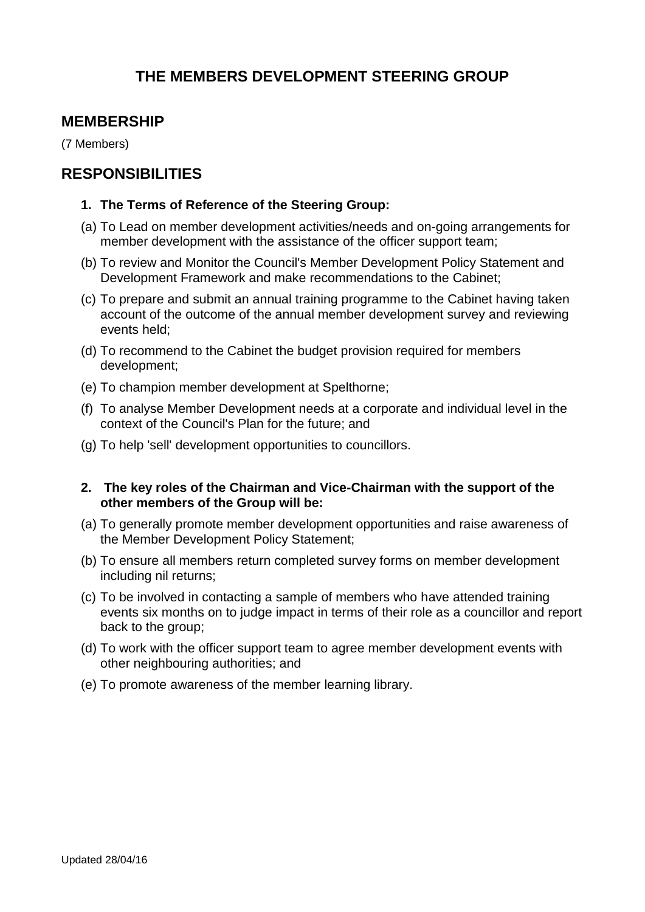# THE MEMBERS DEVELOPMENT STEERING GROUP

## MEMBERSHIP

(7 Members)

## RESPONSIBILITIES

1. **The Terms of Reference of the Steering Group:**

(a) To Lead on member development activities/needs and on-going arrangements for member development with the assistance of the officer support team;

(b) To review and Monitor the Council's Member Development Policy Statement and Development Framework and make recommendations to the Cabinet;

(c) To prepare and submit an annual training programme to the Cabinet having taken account of the outcome of the annual member development survey and reviewing events held;

(d) To recommend to the Cabinet the budget provision required for members development;

(e) To champion member development at Spelthorne;

(f) To analyse Member Development needs at a corporate and individual level in the context of the Council's Plan for the future; and

(g) To help 'sell' development opportunities to councillors.

2. **The key roles of the Chairman and Vice-Chairman with the support of the other members of the Group will be:**

(a) To generally promote member development opportunities and raise awareness of the Member Development Policy Statement;

(b) To ensure all members return completed survey forms on member development including nil returns;

(c) To be involved in contacting a sample of members who have attended training events six months on to judge impact in terms of their role as a councillor and report back to the group;

(d) To work with the officer support team to agree member development events with other neighbouring authorities; and

(e) To promote awareness of the member learning library.

Updated 28/04/16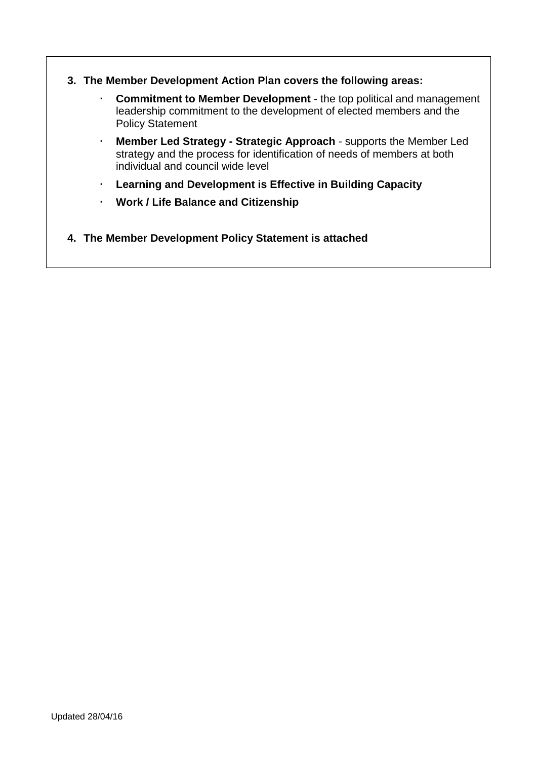3. **The Member Development Action Plan covers the following areas:**
   - **Commitment to Member Development** - the top political and management leadership commitment to the development of elected members and the Policy Statement
   - **Member Led Strategy - Strategic Approach** - supports the Member Led strategy and the process for identification of needs of members at both individual and council wide level
   - **Learning and Development is Effective in Building Capacity**
   - **Work / Life Balance and Citizenship**

4. **The Member Development Policy Statement is attached**

Updated 28/04/16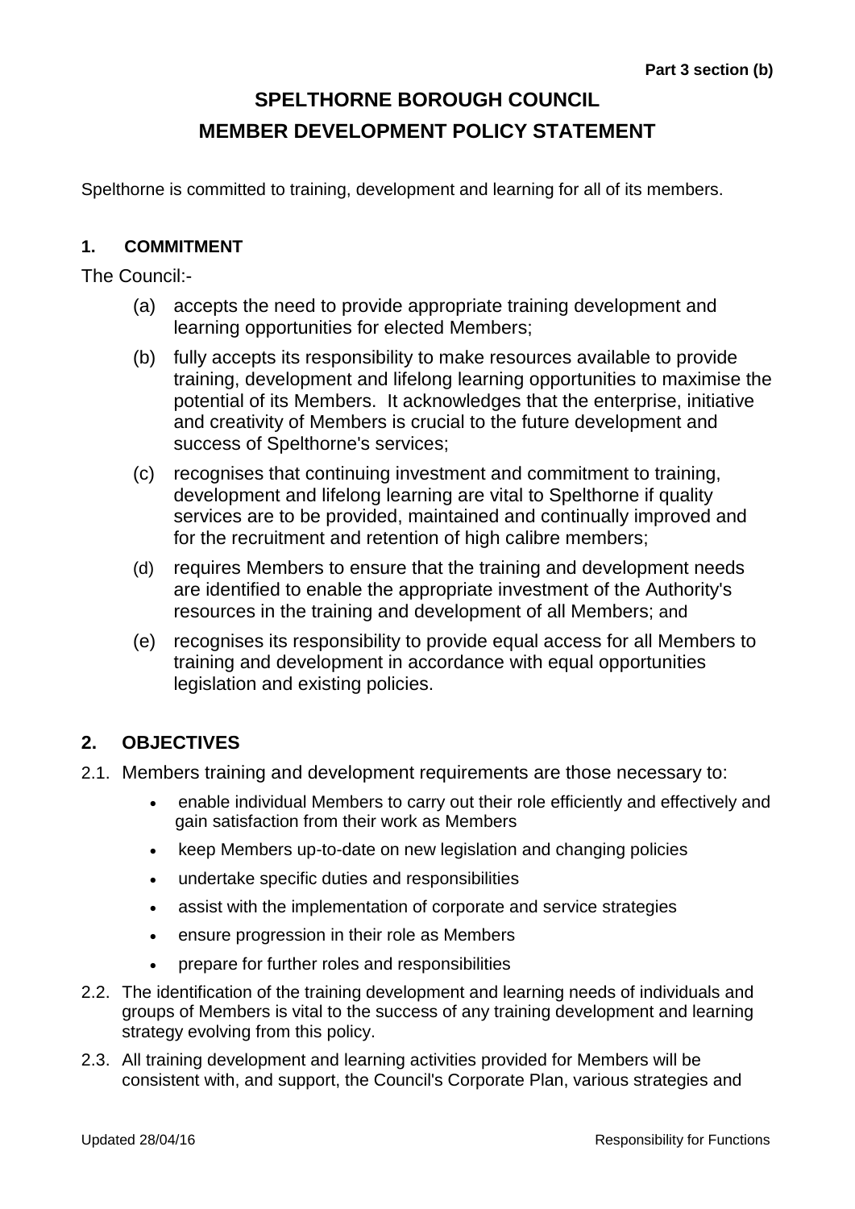Part 3 section (b)

# SPELTHORNE BOROUGH COUNCIL
# MEMBER DEVELOPMENT POLICY STATEMENT

Spelthorne is committed to training, development and learning for all of its members.

## 1. COMMITMENT

The Council:-

(a) accepts the need to provide appropriate training development and learning opportunities for elected Members;

(b) fully accepts its responsibility to make resources available to provide training, development and lifelong learning opportunities to maximise the potential of its Members. It acknowledges that the enterprise, initiative and creativity of Members is crucial to the future development and success of Spelthorne's services;

(c) recognises that continuing investment and commitment to training, development and lifelong learning are vital to Spelthorne if quality services are to be provided, maintained and continually improved and for the recruitment and retention of high calibre members;

(d) requires Members to ensure that the training and development needs are identified to enable the appropriate investment of the Authority's resources in the training and development of all Members; and

(e) recognises its responsibility to provide equal access for all Members to training and development in accordance with equal opportunities legislation and existing policies.

## 2. OBJECTIVES

2.1. Members training and development requirements are those necessary to:

- enable individual Members to carry out their role efficiently and effectively and gain satisfaction from their work as Members
- keep Members up-to-date on new legislation and changing policies
- undertake specific duties and responsibilities
- assist with the implementation of corporate and service strategies
- ensure progression in their role as Members
- prepare for further roles and responsibilities

2.2. The identification of the training development and learning needs of individuals and groups of Members is vital to the success of any training development and learning strategy evolving from this policy.

2.3. All training development and learning activities provided for Members will be consistent with, and support, the Council's Corporate Plan, various strategies and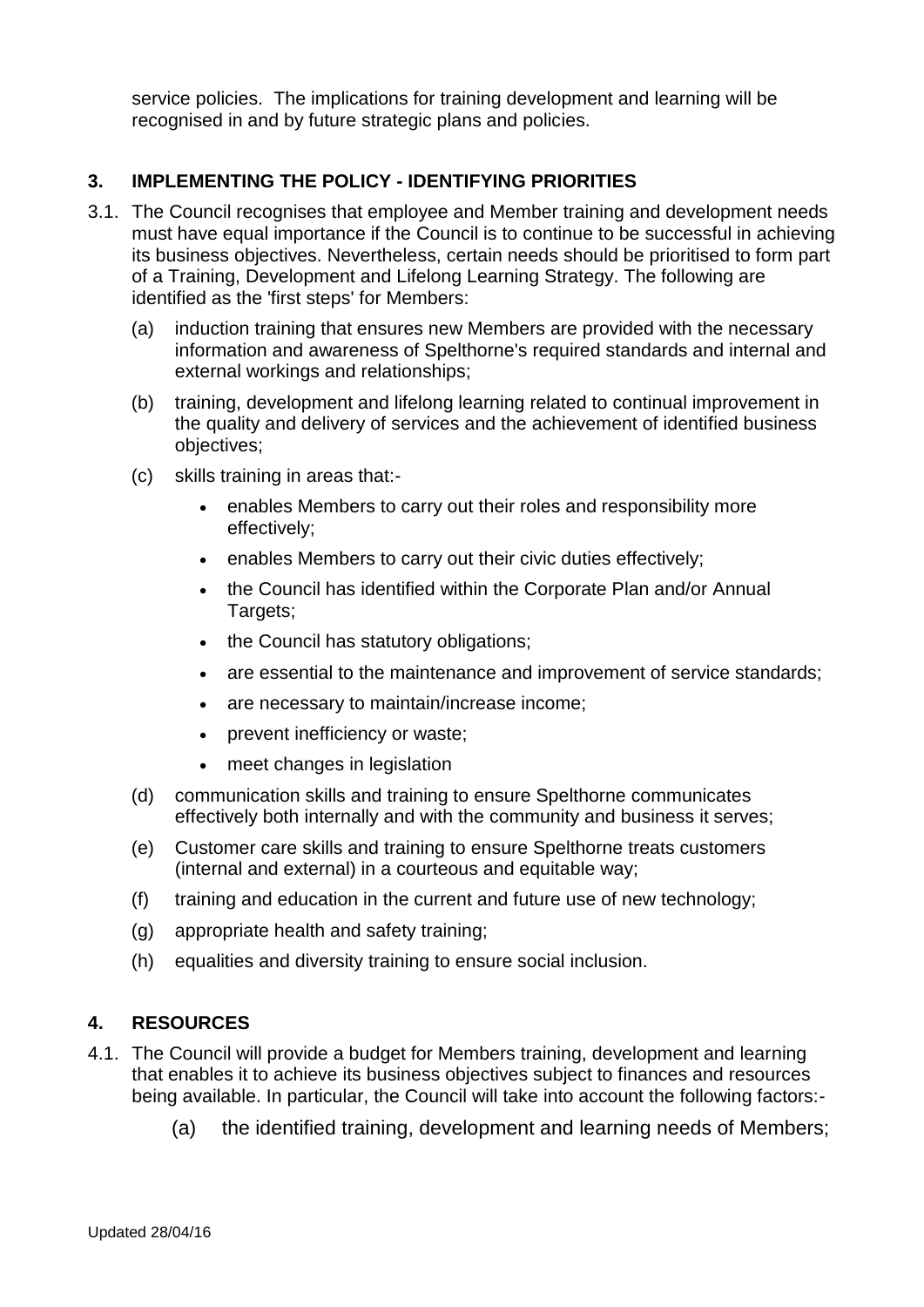service policies. The implications for training development and learning will be recognised in and by future strategic plans and policies.

## 3. IMPLEMENTING THE POLICY - IDENTIFYING PRIORITIES

3.1. The Council recognises that employee and Member training and development needs must have equal importance if the Council is to continue to be successful in achieving its business objectives. Nevertheless, certain needs should be prioritised to form part of a Training, Development and Lifelong Learning Strategy. The following are identified as the 'first steps' for Members:

(a) induction training that ensures new Members are provided with the necessary information and awareness of Spelthorne's required standards and internal and external workings and relationships;

(b) training, development and lifelong learning related to continual improvement in the quality and delivery of services and the achievement of identified business objectives;

(c) skills training in areas that:-

- enables Members to carry out their roles and responsibility more effectively;
- enables Members to carry out their civic duties effectively;
- the Council has identified within the Corporate Plan and/or Annual Targets;
- the Council has statutory obligations;
- are essential to the maintenance and improvement of service standards;
- are necessary to maintain/increase income;
- prevent inefficiency or waste;
- meet changes in legislation

(d) communication skills and training to ensure Spelthorne communicates effectively both internally and with the community and business it serves;

(e) Customer care skills and training to ensure Spelthorne treats customers (internal and external) in a courteous and equitable way;

(f) training and education in the current and future use of new technology;

(g) appropriate health and safety training;

(h) equalities and diversity training to ensure social inclusion.

## 4. RESOURCES

4.1. The Council will provide a budget for Members training, development and learning that enables it to achieve its business objectives subject to finances and resources being available. In particular, the Council will take into account the following factors:-

(a) the identified training, development and learning needs of Members;

Updated 28/04/16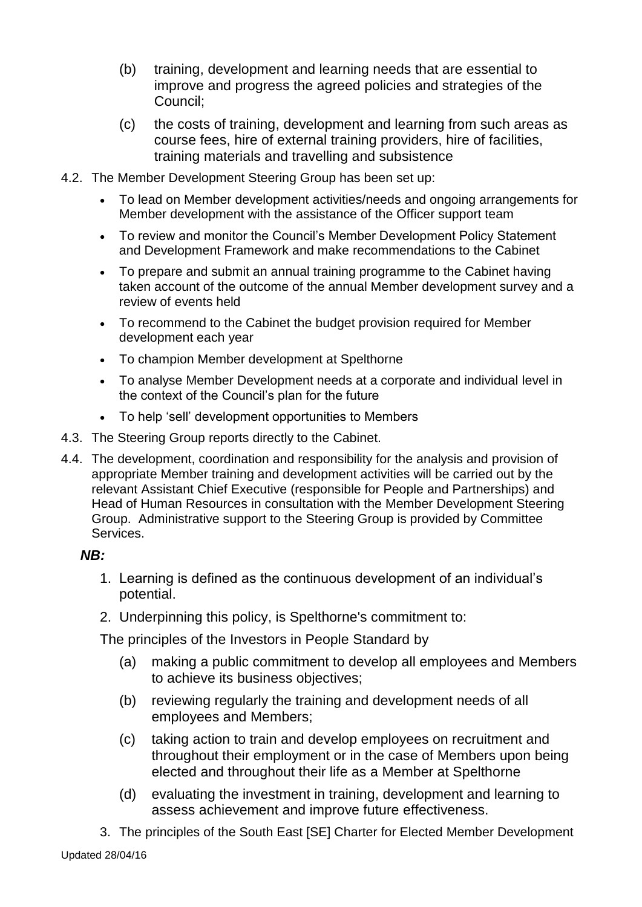(b) training, development and learning needs that are essential to improve and progress the agreed policies and strategies of the Council;

(c) the costs of training, development and learning from such areas as course fees, hire of external training providers, hire of facilities, training materials and travelling and subsistence

4.2. The Member Development Steering Group has been set up:

- To lead on Member development activities/needs and ongoing arrangements for Member development with the assistance of the Officer support team
- To review and monitor the Council's Member Development Policy Statement and Development Framework and make recommendations to the Cabinet
- To prepare and submit an annual training programme to the Cabinet having taken account of the outcome of the annual Member development survey and a review of events held
- To recommend to the Cabinet the budget provision required for Member development each year
- To champion Member development at Spelthorne
- To analyse Member Development needs at a corporate and individual level in the context of the Council's plan for the future
- To help 'sell' development opportunities to Members

4.3. The Steering Group reports directly to the Cabinet.

4.4. The development, coordination and responsibility for the analysis and provision of appropriate Member training and development activities will be carried out by the relevant Assistant Chief Executive (responsible for People and Partnerships) and Head of Human Resources in consultation with the Member Development Steering Group. Administrative support to the Steering Group is provided by Committee Services.

***NB:***

1. Learning is defined as the continuous development of an individual's potential.
2. Underpinning this policy, is Spelthorne's commitment to:

The principles of the Investors in People Standard by

(a) making a public commitment to develop all employees and Members to achieve its business objectives;

(b) reviewing regularly the training and development needs of all employees and Members;

(c) taking action to train and develop employees on recruitment and throughout their employment or in the case of Members upon being elected and throughout their life as a Member at Spelthorne

(d) evaluating the investment in training, development and learning to assess achievement and improve future effectiveness.

3. The principles of the South East [SE] Charter for Elected Member Development

Updated 28/04/16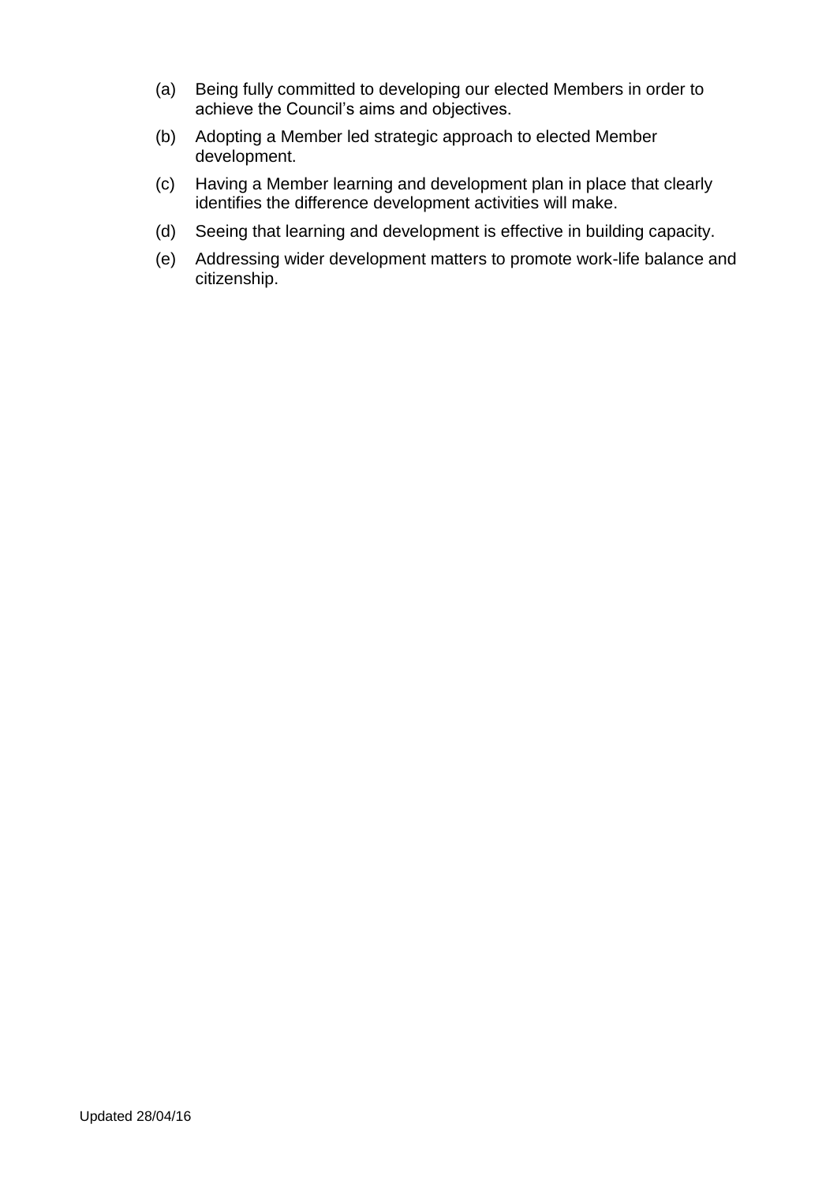(a) Being fully committed to developing our elected Members in order to achieve the Council's aims and objectives.

(b) Adopting a Member led strategic approach to elected Member development.

(c) Having a Member learning and development plan in place that clearly identifies the difference development activities will make.

(d) Seeing that learning and development is effective in building capacity.

(e) Addressing wider development matters to promote work-life balance and citizenship.

Updated 28/04/16